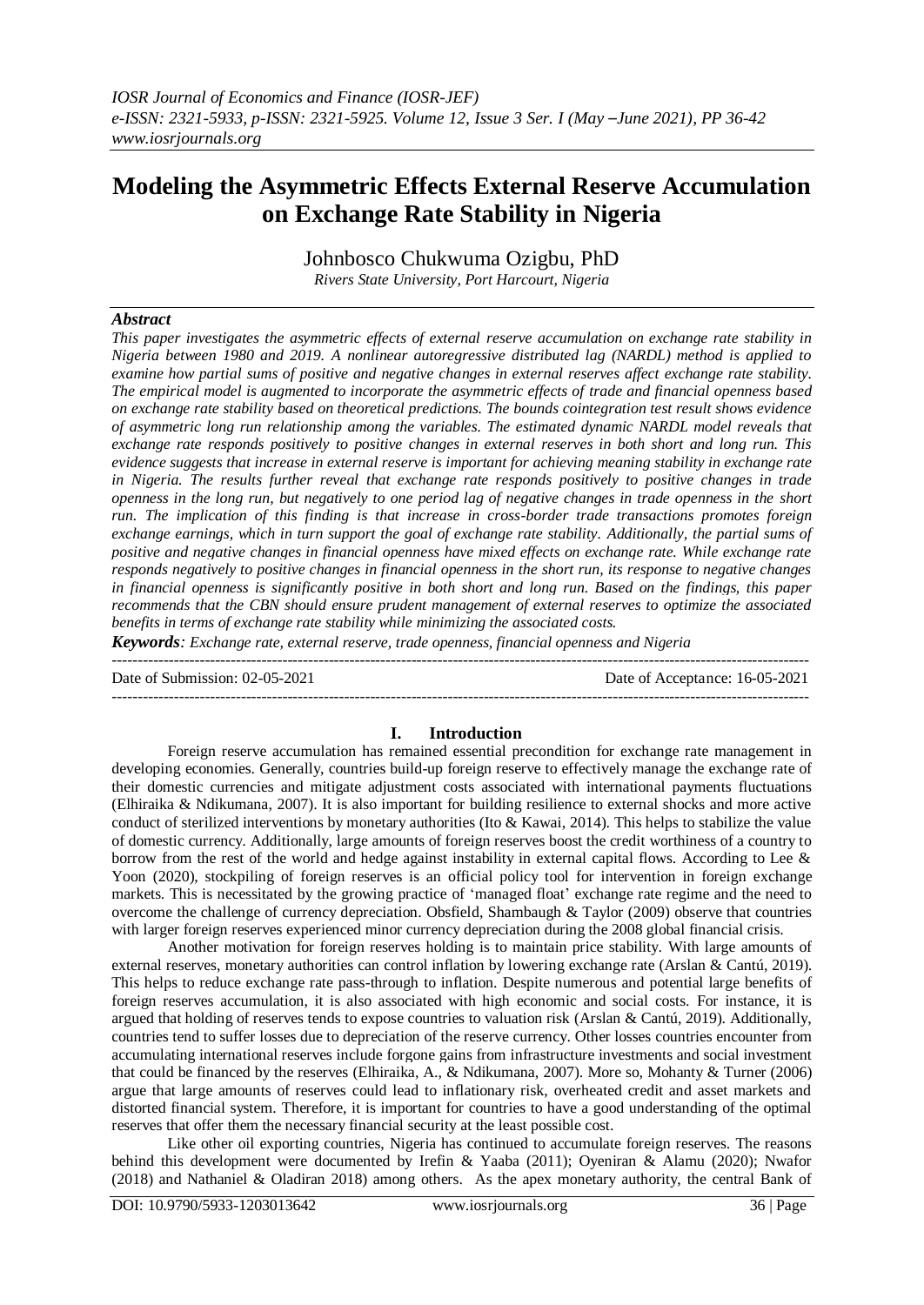# Modeling the Asymmetric Effects External Reserve Accumulation on Exchange Rate Stability in Nigeria

Johnbosco Chukwuma Ozigbu, PhD

*Rivers State University, Port Harcourt, Nigeria*

## Abstract

*This paper investigates the asymmetric effects of external reserve accumulation on exchange rate stability in Nigeria between 1980 and 2019. A nonlinear autoregressive distributed lag (NARDL) method is applied to examine how partial sums of positive and negative changes in external reserves affect exchange rate stability. The empirical model is augmented to incorporate the asymmetric effects of trade and financial openness based on exchange rate stability based on theoretical predictions. The bounds cointegration test result shows evidence of asymmetric long run relationship among the variables. The estimated dynamic NARDL model reveals that exchange rate responds positively to positive changes in external reserves in both short and long run. This evidence suggests that increase in external reserve is important for achieving meaning stability in exchange rate in Nigeria. The results further reveal that exchange rate responds positively to positive changes in trade openness in the long run, but negatively to one period lag of negative changes in trade openness in the short run. The implication of this finding is that increase in cross-border trade transactions promotes foreign exchange earnings, which in turn support the goal of exchange rate stability. Additionally, the partial sums of positive and negative changes in financial openness have mixed effects on exchange rate. While exchange rate responds negatively to positive changes in financial openness in the short run, its response to negative changes in financial openness is significantly positive in both short and long run. Based on the findings, this paper recommends that the CBN should ensure prudent management of external reserves to optimize the associated benefits in terms of exchange rate stability while minimizing the associated costs.*

***Keywords**: Exchange rate, external reserve, trade openness, financial openness and Nigeria*

---

Date of Submission: 02-05-2021 Date of Acceptance: 16-05-2021

---

## I. Introduction

Foreign reserve accumulation has remained essential precondition for exchange rate management in developing economies. Generally, countries build-up foreign reserve to effectively manage the exchange rate of their domestic currencies and mitigate adjustment costs associated with international payments fluctuations (Elhiraika & Ndikumana, 2007). It is also important for building resilience to external shocks and more active conduct of sterilized interventions by monetary authorities (Ito & Kawai, 2014). This helps to stabilize the value of domestic currency. Additionally, large amounts of foreign reserves boost the credit worthiness of a country to borrow from the rest of the world and hedge against instability in external capital flows. According to Lee & Yoon (2020), stockpiling of foreign reserves is an official policy tool for intervention in foreign exchange markets. This is necessitated by the growing practice of 'managed float' exchange rate regime and the need to overcome the challenge of currency depreciation. Obsfield, Shambaugh & Taylor (2009) observe that countries with larger foreign reserves experienced minor currency depreciation during the 2008 global financial crisis.

Another motivation for foreign reserves holding is to maintain price stability. With large amounts of external reserves, monetary authorities can control inflation by lowering exchange rate (Arslan & Cantú, 2019). This helps to reduce exchange rate pass-through to inflation. Despite numerous and potential large benefits of foreign reserves accumulation, it is also associated with high economic and social costs. For instance, it is argued that holding of reserves tends to expose countries to valuation risk (Arslan & Cantú, 2019). Additionally, countries tend to suffer losses due to depreciation of the reserve currency. Other losses countries encounter from accumulating international reserves include forgone gains from infrastructure investments and social investment that could be financed by the reserves (Elhiraika, A., & Ndikumana, 2007). More so, Mohanty & Turner (2006) argue that large amounts of reserves could lead to inflationary risk, overheated credit and asset markets and distorted financial system. Therefore, it is important for countries to have a good understanding of the optimal reserves that offer them the necessary financial security at the least possible cost.

Like other oil exporting countries, Nigeria has continued to accumulate foreign reserves. The reasons behind this development were documented by Irefin & Yaaba (2011); Oyeniran & Alamu (2020); Nwafor (2018) and Nathaniel & Oladiran 2018) among others. As the apex monetary authority, the central Bank of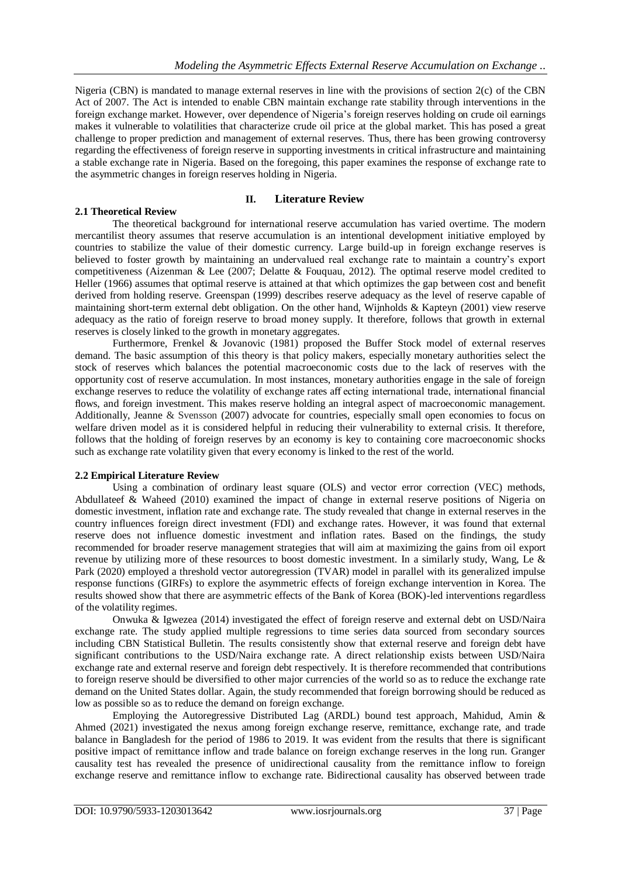Nigeria (CBN) is mandated to manage external reserves in line with the provisions of section 2(c) of the CBN Act of 2007. The Act is intended to enable CBN maintain exchange rate stability through interventions in the foreign exchange market. However, over dependence of Nigeria's foreign reserves holding on crude oil earnings makes it vulnerable to volatilities that characterize crude oil price at the global market. This has posed a great challenge to proper prediction and management of external reserves. Thus, there has been growing controversy regarding the effectiveness of foreign reserve in supporting investments in critical infrastructure and maintaining a stable exchange rate in Nigeria. Based on the foregoing, this paper examines the response of exchange rate to the asymmetric changes in foreign reserves holding in Nigeria.

## II. Literature Review

### 2.1 Theoretical Review

The theoretical background for international reserve accumulation has varied overtime. The modern mercantilist theory assumes that reserve accumulation is an intentional development initiative employed by countries to stabilize the value of their domestic currency. Large build-up in foreign exchange reserves is believed to foster growth by maintaining an undervalued real exchange rate to maintain a country's export competitiveness (Aizenman & Lee (2007; Delatte & Fouquau, 2012). The optimal reserve model credited to Heller (1966) assumes that optimal reserve is attained at that which optimizes the gap between cost and benefit derived from holding reserve. Greenspan (1999) describes reserve adequacy as the level of reserve capable of maintaining short-term external debt obligation. On the other hand, Wijnholds & Kapteyn (2001) view reserve adequacy as the ratio of foreign reserve to broad money supply. It therefore, follows that growth in external reserves is closely linked to the growth in monetary aggregates.

Furthermore, Frenkel & Jovanovic (1981) proposed the Buffer Stock model of external reserves demand. The basic assumption of this theory is that policy makers, especially monetary authorities select the stock of reserves which balances the potential macroeconomic costs due to the lack of reserves with the opportunity cost of reserve accumulation. In most instances, monetary authorities engage in the sale of foreign exchange reserves to reduce the volatility of exchange rates aff ecting international trade, international financial flows, and foreign investment. This makes reserve holding an integral aspect of macroeconomic management. Additionally, Jeanne & Svensson (2007) advocate for countries, especially small open economies to focus on welfare driven model as it is considered helpful in reducing their vulnerability to external crisis. It therefore, follows that the holding of foreign reserves by an economy is key to containing core macroeconomic shocks such as exchange rate volatility given that every economy is linked to the rest of the world.

### 2.2 Empirical Literature Review

Using a combination of ordinary least square (OLS) and vector error correction (VEC) methods, Abdullateef & Waheed (2010) examined the impact of change in external reserve positions of Nigeria on domestic investment, inflation rate and exchange rate. The study revealed that change in external reserves in the country influences foreign direct investment (FDI) and exchange rates. However, it was found that external reserve does not influence domestic investment and inflation rates. Based on the findings, the study recommended for broader reserve management strategies that will aim at maximizing the gains from oil export revenue by utilizing more of these resources to boost domestic investment. In a similarly study, Wang, Le & Park (2020) employed a threshold vector autoregression (TVAR) model in parallel with its generalized impulse response functions (GIRFs) to explore the asymmetric effects of foreign exchange intervention in Korea. The results showed show that there are asymmetric effects of the Bank of Korea (BOK)-led interventions regardless of the volatility regimes.

Onwuka & Igwezea (2014) investigated the effect of foreign reserve and external debt on USD/Naira exchange rate. The study applied multiple regressions to time series data sourced from secondary sources including CBN Statistical Bulletin. The results consistently show that external reserve and foreign debt have significant contributions to the USD/Naira exchange rate. A direct relationship exists between USD/Naira exchange rate and external reserve and foreign debt respectively. It is therefore recommended that contributions to foreign reserve should be diversified to other major currencies of the world so as to reduce the exchange rate demand on the United States dollar. Again, the study recommended that foreign borrowing should be reduced as low as possible so as to reduce the demand on foreign exchange.

Employing the Autoregressive Distributed Lag (ARDL) bound test approach, Mahidud, Amin & Ahmed (2021) investigated the nexus among foreign exchange reserve, remittance, exchange rate, and trade balance in Bangladesh for the period of 1986 to 2019. It was evident from the results that there is significant positive impact of remittance inflow and trade balance on foreign exchange reserves in the long run. Granger causality test has revealed the presence of unidirectional causality from the remittance inflow to foreign exchange reserve and remittance inflow to exchange rate. Bidirectional causality has observed between trade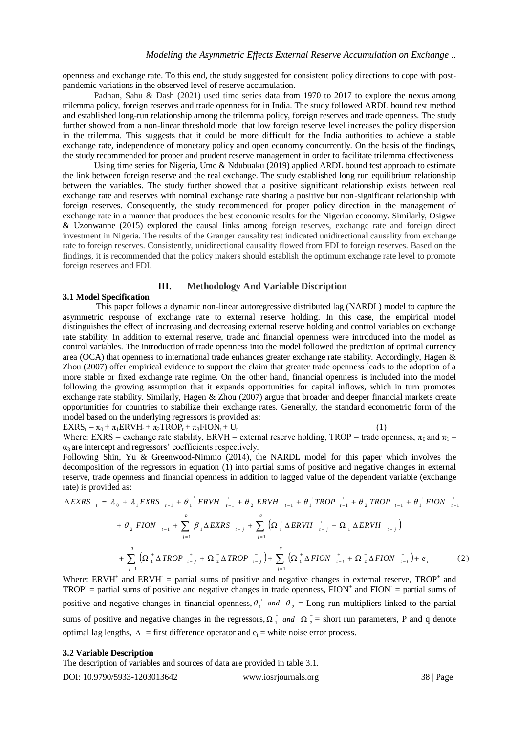openness and exchange rate. To this end, the study suggested for consistent policy directions to cope with post-pandemic variations in the observed level of reserve accumulation.

Padhan, Sahu & Dash (2021) used time series data from 1970 to 2017 to explore the nexus among trilemma policy, foreign reserves and trade openness for in India. The study followed ARDL bound test method and established long-run relationship among the trilemma policy, foreign reserves and trade openness. The study further showed from a non-linear threshold model that low foreign reserve level increases the policy dispersion in the trilemma. This suggests that it could be more difficult for the India authorities to achieve a stable exchange rate, independence of monetary policy and open economy concurrently. On the basis of the findings, the study recommended for proper and prudent reserve management in order to facilitate trilemma effectiveness.

Using time series for Nigeria, Ume & Ndubuaku (2019) applied ARDL bound test approach to estimate the link between foreign reserve and the real exchange. The study established long run equilibrium relationship between the variables. The study further showed that a positive significant relationship exists between real exchange rate and reserves with nominal exchange rate sharing a positive but non-significant relationship with foreign reserves. Consequently, the study recommended for proper policy direction in the management of exchange rate in a manner that produces the best economic results for the Nigerian economy. Similarly, Osigwe & Uzonwanne (2015) explored the causal links among foreign reserves, exchange rate and foreign direct investment in Nigeria. The results of the Granger causality test indicated unidirectional causality from exchange rate to foreign reserves. Consistently, unidirectional causality flowed from FDI to foreign reserves. Based on the findings, it is recommended that the policy makers should establish the optimum exchange rate level to promote foreign reserves and FDI.

## III. Methodology And Variable Discription

### 3.1 Model Specification

This paper follows a dynamic non-linear autoregressive distributed lag (NARDL) model to capture the asymmetric response of exchange rate to external reserve holding. In this case, the empirical model distinguishes the effect of increasing and decreasing external reserve holding and control variables on exchange rate stability. In addition to external reserve, trade and financial openness were introduced into the model as control variables. The introduction of trade openness into the model followed the prediction of optimal currency area (OCA) that openness to international trade enhances greater exchange rate stability. Accordingly, Hagen & Zhou (2007) offer empirical evidence to support the claim that greater trade openness leads to the adoption of a more stable or fixed exchange rate regime. On the other hand, financial openness is included into the model following the growing assumption that it expands opportunities for capital inflows, which in turn promotes exchange rate stability. Similarly, Hagen & Zhou (2007) argue that broader and deeper financial markets create opportunities for countries to stabilize their exchange rates. Generally, the standard econometric form of the model based on the underlying regressors is provided as:

$$EXRS_t = \pi_0 + \pi_1 ERVH_t + \pi_2 TROP_t + \pi_3 FION_t + U_t \quad (1)$$

Where: EXRS = exchange rate stability, ERVH = external reserve holding, TROP = trade openness, $\pi_0$ and $\pi_1$ – $\alpha_3$ are intercept and regressors' coefficients respectively.

Following Shin, Yu & Greenwood-Nimmo (2014), the NARDL model for this paper which involves the decomposition of the regressors in equation (1) into partial sums of positive and negative changes in external reserve, trade openness and financial openness in addition to lagged value of the dependent variable (exchange rate) is provided as:

$$\Delta EXRS_t = \lambda_0 + \lambda_1 EXRS_{t-1} + \theta_1^+ ERVH_{t-1}^+ + \theta_2^- ERVH_{t-1}^- + \theta_1^+ TROP_{t-1}^+ + \theta_2^- TROP_{t-1}^- + \theta_1^+ FION_{t-1}^+$$
$$+ \theta_2^- FION_{t-1}^- + \sum_{j=1}^{p} \beta_1 \Delta EXRS_{t-j} + \sum_{j=1}^{q} \left( \Omega_1^+ \Delta ERVH_{t-j}^+ + \Omega_1^- \Delta ERVH_{t-j}^- \right)$$
$$+ \sum_{j-1}^{q} \left( \Omega_1^+ \Delta TROP_{t-j}^+ + \Omega_2^- \Delta TROP_{t-j}^- \right) + \sum_{j=1}^{q} \left( \Omega_1^+ \Delta FION_{t-i}^+ + \Omega_2^- \Delta FION_{t-i}^- \right) + e_t \quad (2)$$

Where: $ERVH^+$ and $ERVH^-$ = partial sums of positive and negative changes in external reserve, $TROP^+$ and $TROP^-$ = partial sums of positive and negative changes in trade openness, $FION^+$ and $FION^-$ = partial sums of positive and negative changes in financial openness, $\theta_1^+$ *and* $\theta_2^-$ = Long run multipliers linked to the partial sums of positive and negative changes in the regressors, $\Omega_1^+$ *and* $\Omega_2^-$ = short run parameters, P and q denote optimal lag lengths, $\Delta$ = first difference operator and $e_t$ = white noise error process.

### 3.2 Variable Description

The description of variables and sources of data are provided in table 3.1.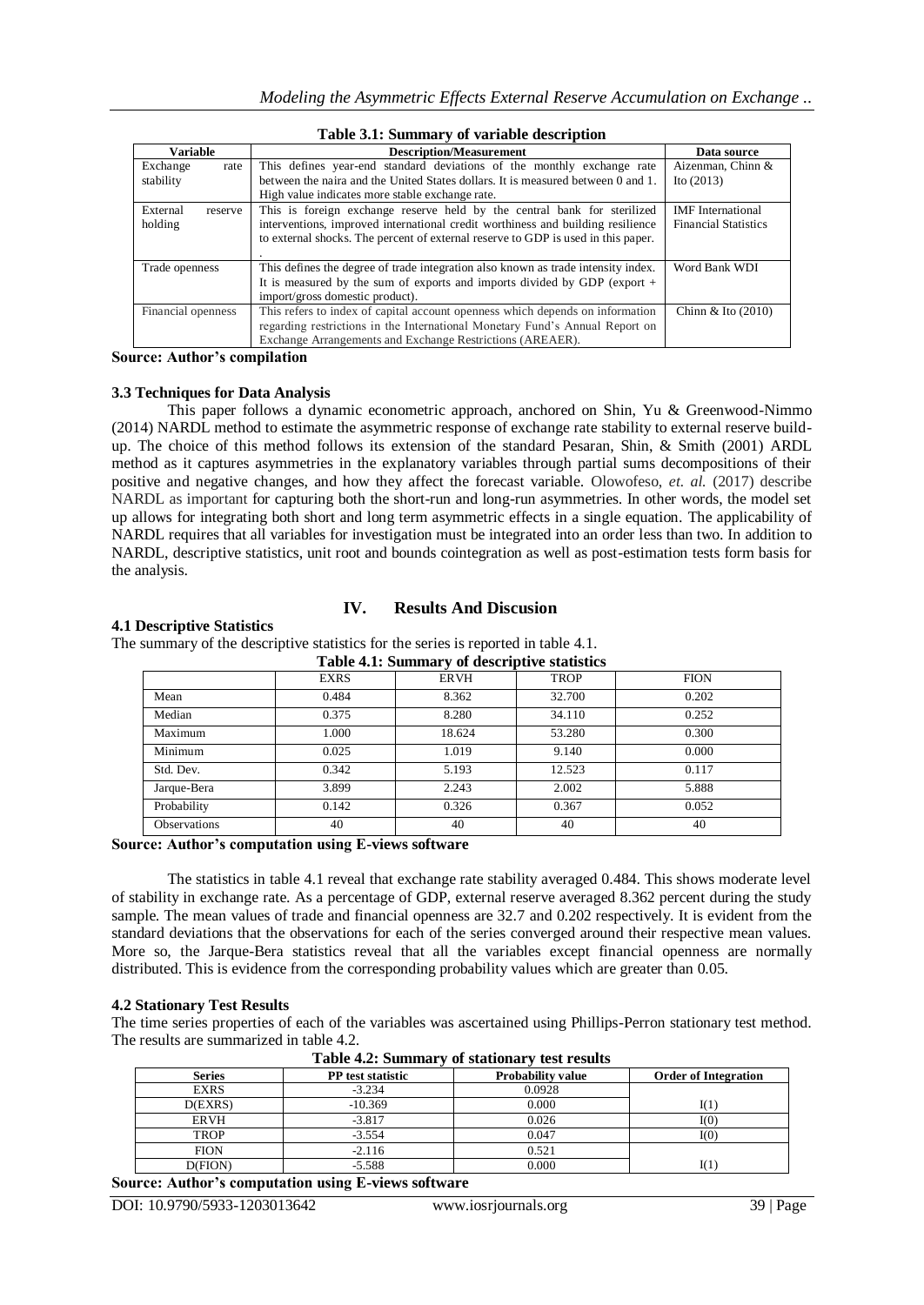**Table 3.1: Summary of variable description**

| Variable | Description/Measurement | Data source |
|---|---|---|
| Exchange rate stability | This defines year-end standard deviations of the monthly exchange rate between the naira and the United States dollars. It is measured between 0 and 1. High value indicates more stable exchange rate. | Aizenman, Chinn & Ito (2013) |
| External reserve holding | This is foreign exchange reserve held by the central bank for sterilized interventions, improved international credit worthiness and building resilience to external shocks. The percent of external reserve to GDP is used in this paper. . | IMF International Financial Statistics |
| Trade openness | This defines the degree of trade integration also known as trade intensity index. It is measured by the sum of exports and imports divided by GDP (export + import/gross domestic product). | Word Bank WDI |
| Financial openness | This refers to index of capital account openness which depends on information regarding restrictions in the International Monetary Fund's Annual Report on Exchange Arrangements and Exchange Restrictions (AREAER). | Chinn & Ito (2010) |

**Source: Author's compilation**

### 3.3 Techniques for Data Analysis

This paper follows a dynamic econometric approach, anchored on Shin, Yu & Greenwood-Nimmo (2014) NARDL method to estimate the asymmetric response of exchange rate stability to external reserve build-up. The choice of this method follows its extension of the standard Pesaran, Shin, & Smith (2001) ARDL method as it captures asymmetries in the explanatory variables through partial sums decompositions of their positive and negative changes, and how they affect the forecast variable. Olowofeso, *et. al.* (2017) describe NARDL as important for capturing both the short-run and long-run asymmetries. In other words, the model set up allows for integrating both short and long term asymmetric effects in a single equation. The applicability of NARDL requires that all variables for investigation must be integrated into an order less than two. In addition to NARDL, descriptive statistics, unit root and bounds cointegration as well as post-estimation tests form basis for the analysis.

## IV. Results And Discusion

### 4.1 Descriptive Statistics

The summary of the descriptive statistics for the series is reported in table 4.1.

**Table 4.1: Summary of descriptive statistics**

| | EXRS | ERVH | TROP | FION |
|---|---|---|---|---|
| Mean | 0.484 | 8.362 | 32.700 | 0.202 |
| Median | 0.375 | 8.280 | 34.110 | 0.252 |
| Maximum | 1.000 | 18.624 | 53.280 | 0.300 |
| Minimum | 0.025 | 1.019 | 9.140 | 0.000 |
| Std. Dev. | 0.342 | 5.193 | 12.523 | 0.117 |
| Jarque-Bera | 3.899 | 2.243 | 2.002 | 5.888 |
| Probability | 0.142 | 0.326 | 0.367 | 0.052 |
| Observations | 40 | 40 | 40 | 40 |

**Source: Author's computation using E-views software**

The statistics in table 4.1 reveal that exchange rate stability averaged 0.484. This shows moderate level of stability in exchange rate. As a percentage of GDP, external reserve averaged 8.362 percent during the study sample. The mean values of trade and financial openness are 32.7 and 0.202 respectively. It is evident from the standard deviations that the observations for each of the series converged around their respective mean values. More so, the Jarque-Bera statistics reveal that all the variables except financial openness are normally distributed. This is evidence from the corresponding probability values which are greater than 0.05.

### 4.2 Stationary Test Results

The time series properties of each of the variables was ascertained using Phillips-Perron stationary test method. The results are summarized in table 4.2.

**Table 4.2: Summary of stationary test results**

| Series | PP test statistic | Probability value | Order of Integration |
|---|---|---|---|
| EXRS | -3.234 | 0.0928 | |
| D(EXRS) | -10.369 | 0.000 | I(1) |
| ERVH | -3.817 | 0.026 | I(0) |
| TROP | -3.554 | 0.047 | I(0) |
| FION | -2.116 | 0.521 | |
| D(FION) | -5.588 | 0.000 | I(1) |

**Source: Author's computation using E-views software**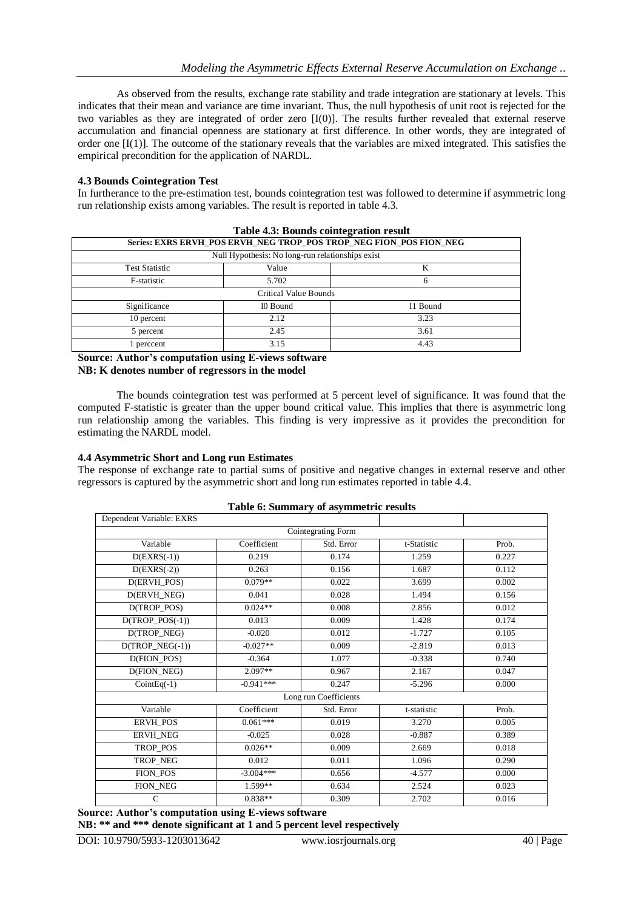As observed from the results, exchange rate stability and trade integration are stationary at levels. This indicates that their mean and variance are time invariant. Thus, the null hypothesis of unit root is rejected for the two variables as they are integrated of order zero [I(0)]. The results further revealed that external reserve accumulation and financial openness are stationary at first difference. In other words, they are integrated of order one [I(1)]. The outcome of the stationary reveals that the variables are mixed integrated. This satisfies the empirical precondition for the application of NARDL.

### 4.3 Bounds Cointegration Test

In furtherance to the pre-estimation test, bounds cointegration test was followed to determine if asymmetric long run relationship exists among variables. The result is reported in table 4.3.

**Table 4.3: Bounds cointegration result**

| Series: EXRS ERVH_POS ERVH_NEG TROP_POS TROP_NEG FION_POS FION_NEG | | |
|---|---|---|
| Null Hypothesis: No long-run relationships exist | | |
| Test Statistic | Value | K |
| F-statistic | 5.702 | 6 |
| Critical Value Bounds | | |
| Significance | I0 Bound | I1 Bound |
| 10 percent | 2.12 | 3.23 |
| 5 percent | 2.45 | 3.61 |
| 1 perccent | 3.15 | 4.43 |

**Source: Author's computation using E-views software**
**NB: K denotes number of regressors in the model**

The bounds cointegration test was performed at 5 percent level of significance. It was found that the computed F-statistic is greater than the upper bound critical value. This implies that there is asymmetric long run relationship among the variables. This finding is very impressive as it provides the precondition for estimating the NARDL model.

### 4.4 Asymmetric Short and Long run Estimates

The response of exchange rate to partial sums of positive and negative changes in external reserve and other regressors is captured by the asymmetric short and long run estimates reported in table 4.4.

**Table 6: Summary of asymmetric results**

| Dependent Variable: EXRS | | | | |
|---|---|---|---|---|
| Cointegrating Form | | | | |
| Variable | Coefficient | Std. Error | t-Statistic | Prob. |
| D(EXRS(-1)) | 0.219 | 0.174 | 1.259 | 0.227 |
| D(EXRS(-2)) | 0.263 | 0.156 | 1.687 | 0.112 |
| D(ERVH_POS) | 0.079** | 0.022 | 3.699 | 0.002 |
| D(ERVH_NEG) | 0.041 | 0.028 | 1.494 | 0.156 |
| D(TROP_POS) | 0.024** | 0.008 | 2.856 | 0.012 |
| D(TROP_POS(-1)) | 0.013 | 0.009 | 1.428 | 0.174 |
| D(TROP_NEG) | -0.020 | 0.012 | -1.727 | 0.105 |
| D(TROP_NEG(-1)) | -0.027** | 0.009 | -2.819 | 0.013 |
| D(FION_POS) | -0.364 | 1.077 | -0.338 | 0.740 |
| D(FION_NEG) | 2.097** | 0.967 | 2.167 | 0.047 |
| CointEq(-1) | -0.941*** | 0.247 | -5.296 | 0.000 |
| Long run Coefficients | | | | |
| Variable | Coefficient | Std. Error | t-statistic | Prob. |
| ERVH_POS | 0.061*** | 0.019 | 3.270 | 0.005 |
| ERVH_NEG | -0.025 | 0.028 | -0.887 | 0.389 |
| TROP_POS | 0.026** | 0.009 | 2.669 | 0.018 |
| TROP_NEG | 0.012 | 0.011 | 1.096 | 0.290 |
| FION_POS | -3.004*** | 0.656 | -4.577 | 0.000 |
| FION_NEG | 1.599** | 0.634 | 2.524 | 0.023 |
| C | 0.838** | 0.309 | 2.702 | 0.016 |

**Source: Author's computation using E-views software**
**NB: ** and *** denote significant at 1 and 5 percent level respectively**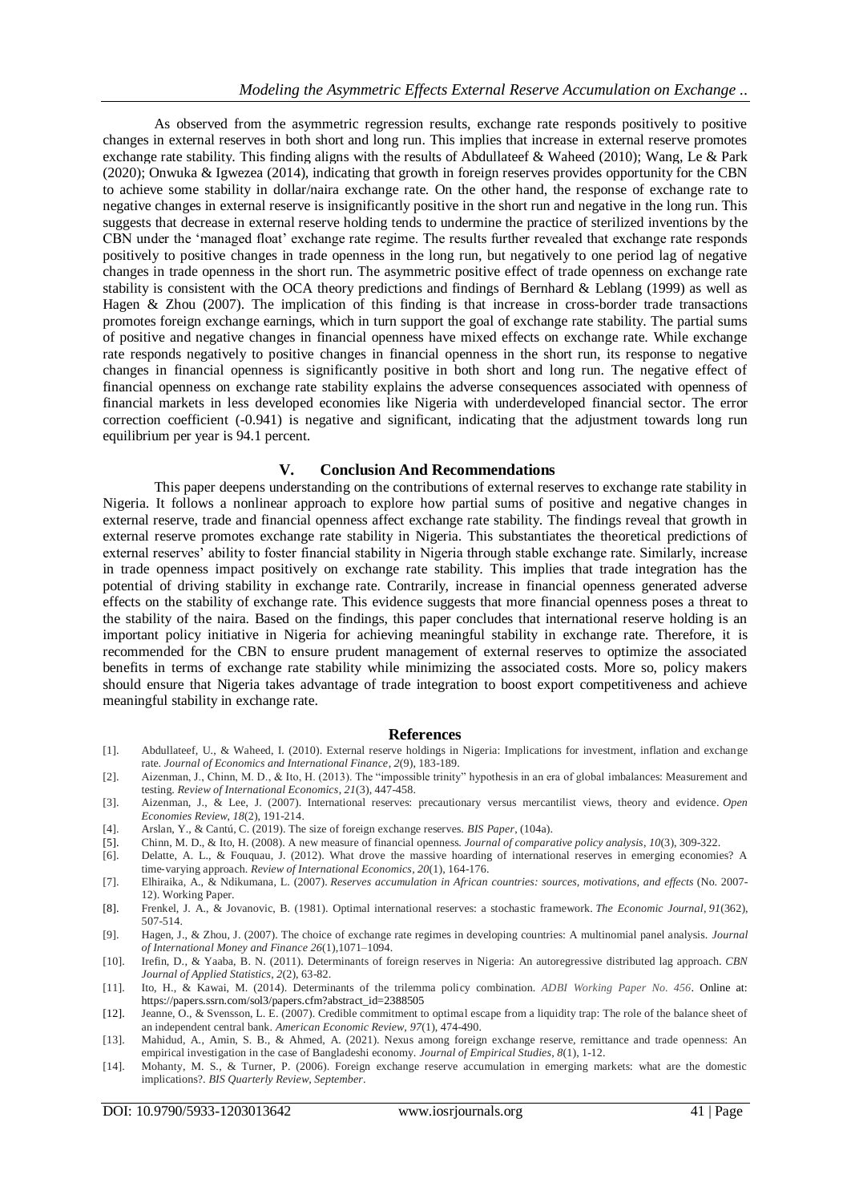As observed from the asymmetric regression results, exchange rate responds positively to positive changes in external reserves in both short and long run. This implies that increase in external reserve promotes exchange rate stability. This finding aligns with the results of Abdullateef & Waheed (2010); Wang, Le & Park (2020); Onwuka & Igwezea (2014), indicating that growth in foreign reserves provides opportunity for the CBN to achieve some stability in dollar/naira exchange rate. On the other hand, the response of exchange rate to negative changes in external reserve is insignificantly positive in the short run and negative in the long run. This suggests that decrease in external reserve holding tends to undermine the practice of sterilized inventions by the CBN under the 'managed float' exchange rate regime. The results further revealed that exchange rate responds positively to positive changes in trade openness in the long run, but negatively to one period lag of negative changes in trade openness in the short run. The asymmetric positive effect of trade openness on exchange rate stability is consistent with the OCA theory predictions and findings of Bernhard & Leblang (1999) as well as Hagen & Zhou (2007). The implication of this finding is that increase in cross-border trade transactions promotes foreign exchange earnings, which in turn support the goal of exchange rate stability. The partial sums of positive and negative changes in financial openness have mixed effects on exchange rate. While exchange rate responds negatively to positive changes in financial openness in the short run, its response to negative changes in financial openness is significantly positive in both short and long run. The negative effect of financial openness on exchange rate stability explains the adverse consequences associated with openness of financial markets in less developed economies like Nigeria with underdeveloped financial sector. The error correction coefficient (-0.941) is negative and significant, indicating that the adjustment towards long run equilibrium per year is 94.1 percent.

## V. Conclusion And Recommendations

This paper deepens understanding on the contributions of external reserves to exchange rate stability in Nigeria. It follows a nonlinear approach to explore how partial sums of positive and negative changes in external reserve, trade and financial openness affect exchange rate stability. The findings reveal that growth in external reserve promotes exchange rate stability in Nigeria. This substantiates the theoretical predictions of external reserves' ability to foster financial stability in Nigeria through stable exchange rate. Similarly, increase in trade openness impact positively on exchange rate stability. This implies that trade integration has the potential of driving stability in exchange rate. Contrarily, increase in financial openness generated adverse effects on the stability of exchange rate. This evidence suggests that more financial openness poses a threat to the stability of the naira. Based on the findings, this paper concludes that international reserve holding is an important policy initiative in Nigeria for achieving meaningful stability in exchange rate. Therefore, it is recommended for the CBN to ensure prudent management of external reserves to optimize the associated benefits in terms of exchange rate stability while minimizing the associated costs. More so, policy makers should ensure that Nigeria takes advantage of trade integration to boost export competitiveness and achieve meaningful stability in exchange rate.

## References

[1]. Abdullateef, U., & Waheed, I. (2010). External reserve holdings in Nigeria: Implications for investment, inflation and exchange rate. *Journal of Economics and International Finance*, *2*(9), 183-189.

[2]. Aizenman, J., Chinn, M. D., & Ito, H. (2013). The "impossible trinity" hypothesis in an era of global imbalances: Measurement and testing. *Review of International Economics*, *21*(3), 447-458.

[3]. Aizenman, J., & Lee, J. (2007). International reserves: precautionary versus mercantilist views, theory and evidence. *Open Economies Review*, *18*(2), 191-214.

[4]. Arslan, Y., & Cantú, C. (2019). The size of foreign exchange reserves. *BIS Paper*, (104a).

[5]. Chinn, M. D., & Ito, H. (2008). A new measure of financial openness. *Journal of comparative policy analysis*, *10*(3), 309-322.

[6]. Delatte, A. L., & Fouquau, J. (2012). What drove the massive hoarding of international reserves in emerging economies? A time‐varying approach. *Review of International Economics*, *20*(1), 164-176.

[7]. Elhiraika, A., & Ndikumana, L. (2007). *Reserves accumulation in African countries: sources, motivations, and effects* (No. 2007-12). Working Paper.

[8]. Frenkel, J. A., & Jovanovic, B. (1981). Optimal international reserves: a stochastic framework. *The Economic Journal*, *91*(362), 507-514.

[9]. Hagen, J., & Zhou, J. (2007). The choice of exchange rate regimes in developing countries: A multinomial panel analysis. *Journal of International Money and Finance 26*(1),1071–1094.

[10]. Irefin, D., & Yaaba, B. N. (2011). Determinants of foreign reserves in Nigeria: An autoregressive distributed lag approach. *CBN Journal of Applied Statistics*, *2*(2), 63-82.

[11]. Ito, H., & Kawai, M. (2014). Determinants of the trilemma policy combination. *ADBI Working Paper No. 456*. Online at: https://papers.ssrn.com/sol3/papers.cfm?abstract_id=2388505

[12]. Jeanne, O., & Svensson, L. E. (2007). Credible commitment to optimal escape from a liquidity trap: The role of the balance sheet of an independent central bank. *American Economic Review*, *97*(1), 474-490.

[13]. Mahidud, A., Amin, S. B., & Ahmed, A. (2021). Nexus among foreign exchange reserve, remittance and trade openness: An empirical investigation in the case of Bangladeshi economy. *Journal of Empirical Studies*, *8*(1), 1-12.

[14]. Mohanty, M. S., & Turner, P. (2006). Foreign exchange reserve accumulation in emerging markets: what are the domestic implications?. *BIS Quarterly Review, September*.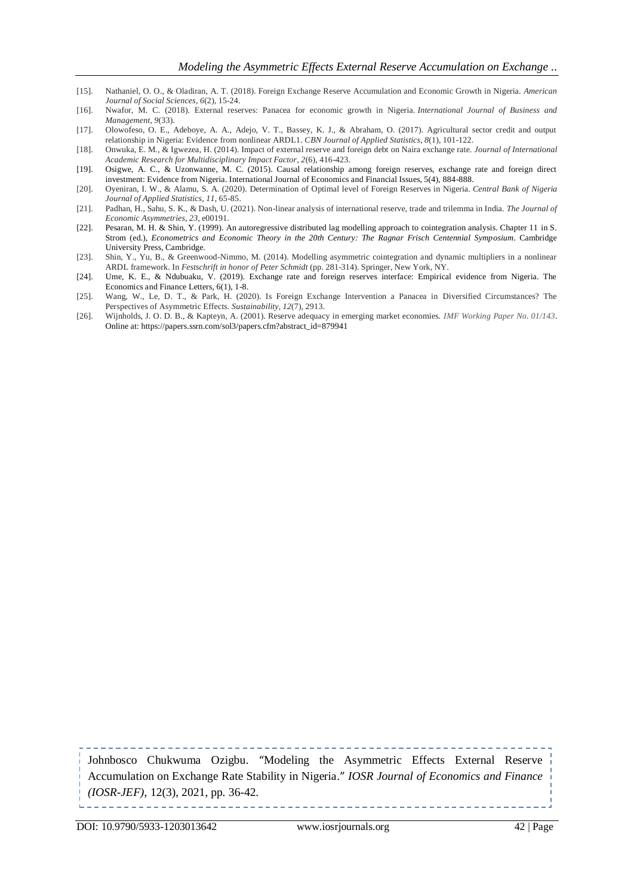[15]. Nathaniel, O. O., & Oladiran, A. T. (2018). Foreign Exchange Reserve Accumulation and Economic Growth in Nigeria. *American Journal of Social Sciences*, *6*(2), 15-24.

[16]. Nwafor, M. C. (2018). External reserves: Panacea for economic growth in Nigeria. *International Journal of Business and Management*, *9*(33).

[17]. Olowofeso, O. E., Adeboye, A. A., Adejo, V. T., Bassey, K. J., & Abraham, O. (2017). Agricultural sector credit and output relationship in Nigeria: Evidence from nonlinear ARDL1. *CBN Journal of Applied Statistics*, *8*(1), 101-122.

[18]. Onwuka, E. M., & Igwezea, H. (2014). Impact of external reserve and foreign debt on Naira exchange rate. *Journal of International Academic Research for Multidisciplinary Impact Factor*, *2*(6), 416-423.

[19]. Osigwe, A. C., & Uzonwanne, M. C. (2015). Causal relationship among foreign reserves, exchange rate and foreign direct investment: Evidence from Nigeria. International Journal of Economics and Financial Issues, 5(4), 884-888.

[20]. Oyeniran, I. W., & Alamu, S. A. (2020). Determination of Optimal level of Foreign Reserves in Nigeria. *Central Bank of Nigeria Journal of Applied Statistics*, *11*, 65-85.

[21]. Padhan, H., Sahu, S. K., & Dash, U. (2021). Non-linear analysis of international reserve, trade and trilemma in India. *The Journal of Economic Asymmetries*, *23*, e00191.

[22]. Pesaran, M. H. & Shin, Y. (1999). An autoregressive distributed lag modelling approach to cointegration analysis. Chapter 11 in S. Strom (ed.), *Econometrics and Economic Theory in the 20th Century: The Ragnar Frisch Centennial Symposium*. Cambridge University Press, Cambridge.

[23]. Shin, Y., Yu, B., & Greenwood-Nimmo, M. (2014). Modelling asymmetric cointegration and dynamic multipliers in a nonlinear ARDL framework. In *Festschrift in honor of Peter Schmidt* (pp. 281-314). Springer, New York, NY.

[24]. Ume, K. E., & Ndubuaku, V. (2019). Exchange rate and foreign reserves interface: Empirical evidence from Nigeria. The Economics and Finance Letters, 6(1), 1-8.

[25]. Wang, W., Le, D. T., & Park, H. (2020). Is Foreign Exchange Intervention a Panacea in Diversified Circumstances? The Perspectives of Asymmetric Effects. *Sustainability*, *12*(7), 2913.

[26]. Wijnholds, J. O. D. B., & Kapteyn, A. (2001). Reserve adequacy in emerging market economies. *IMF Working Paper No. 01/143*. Online at: https://papers.ssrn.com/sol3/papers.cfm?abstract_id=879941

Johnbosco Chukwuma Ozigbu. "Modeling the Asymmetric Effects External Reserve Accumulation on Exchange Rate Stability in Nigeria." *IOSR Journal of Economics and Finance (IOSR-JEF),* 12(3), 2021, pp. 36-42.